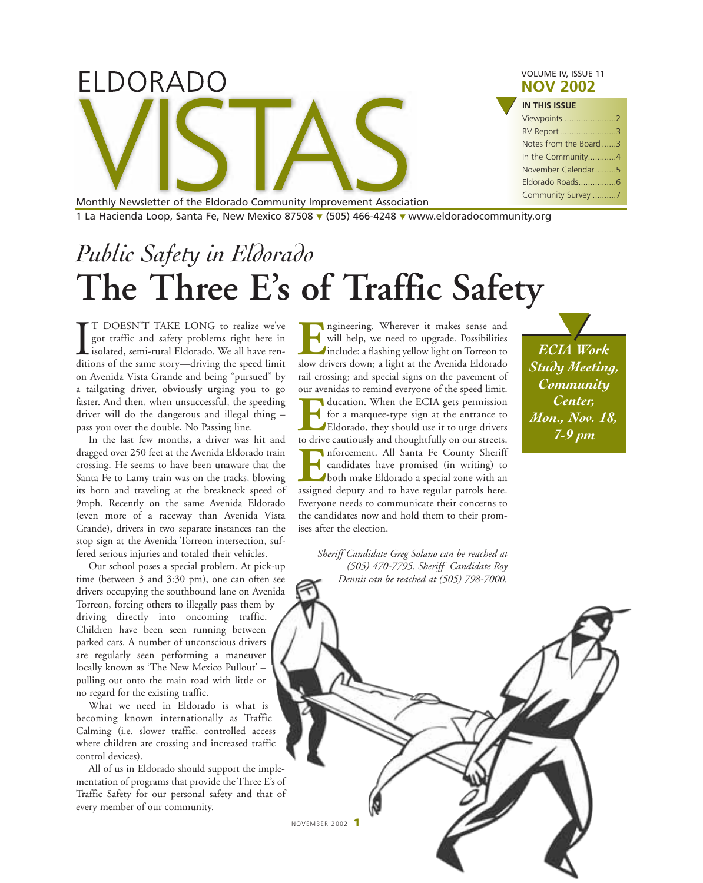# ELDORADO VISTAS

Monthly Newsletter of the Eldorado Community Improvement Association

1 La Hacienda Loop, Santa Fe, New Mexico 87508 ▾ (505) 466-4248 ▾ www.eldoradocommunity.org

VOLUME IV, ISSUE 11
**NOV 2002**

**IN THIS ISSUE**

- Viewpoints ....................2
- RV Report ....................3
- Notes from the Board ......3
- In the Community............4
- November Calendar.........5
- Eldorado Roads................6
- Community Survey ..........7

*Public Safety in Eldorado*

# The Three E's of Traffic Safety

IT DOESN'T TAKE LONG to realize we've got traffic and safety problems right here in isolated, semi-rural Eldorado. We all have renditions of the same story—driving the speed limit on Avenida Vista Grande and being "pursued" by a tailgating driver, obviously urging you to go faster. And then, when unsuccessful, the speeding driver will do the dangerous and illegal thing – pass you over the double, No Passing line.

In the last few months, a driver was hit and dragged over 250 feet at the Avenida Eldorado train crossing. He seems to have been unaware that the Santa Fe to Lamy train was on the tracks, blowing its horn and traveling at the breakneck speed of 9mph. Recently on the same Avenida Eldorado (even more of a raceway than Avenida Vista Grande), drivers in two separate instances ran the stop sign at the Avenida Torreon intersection, suffered serious injuries and totaled their vehicles.

Our school poses a special problem. At pick-up time (between 3 and 3:30 pm), one can often see drivers occupying the southbound lane on Avenida Torreon, forcing others to illegally pass them by driving directly into oncoming traffic. Children have been seen running between parked cars. A number of unconscious drivers are regularly seen performing a maneuver locally known as 'The New Mexico Pullout' – pulling out onto the main road with little or no regard for the existing traffic.

What we need in Eldorado is what is becoming known internationally as Traffic Calming (i.e. slower traffic, controlled access where children are crossing and increased traffic control devices).

All of us in Eldorado should support the implementation of programs that provide the Three E's of Traffic Safety for our personal safety and that of every member of our community.

**E**ngineering. Wherever it makes sense and will help, we need to upgrade. Possibilities include: a flashing yellow light on Torreon to slow drivers down; a light at the Avenida Eldorado rail crossing; and special signs on the pavement of our avenidas to remind everyone of the speed limit.

**E**ducation. When the ECIA gets permission for a marquee-type sign at the entrance to Eldorado, they should use it to urge drivers to drive cautiously and thoughtfully on our streets.

**E**nforcement. All Santa Fe County Sheriff candidates have promised (in writing) to both make Eldorado a special zone with an assigned deputy and to have regular patrols here. Everyone needs to communicate their concerns to the candidates now and hold them to their promises after the election.

*Sheriff Candidate Greg Solano can be reached at (505) 470-7795. Sheriff Candidate Roy Dennis can be reached at (505) 798-7000.*

***ECIA Work Study Meeting, Community Center, Mon., Nov. 18, 7-9 pm***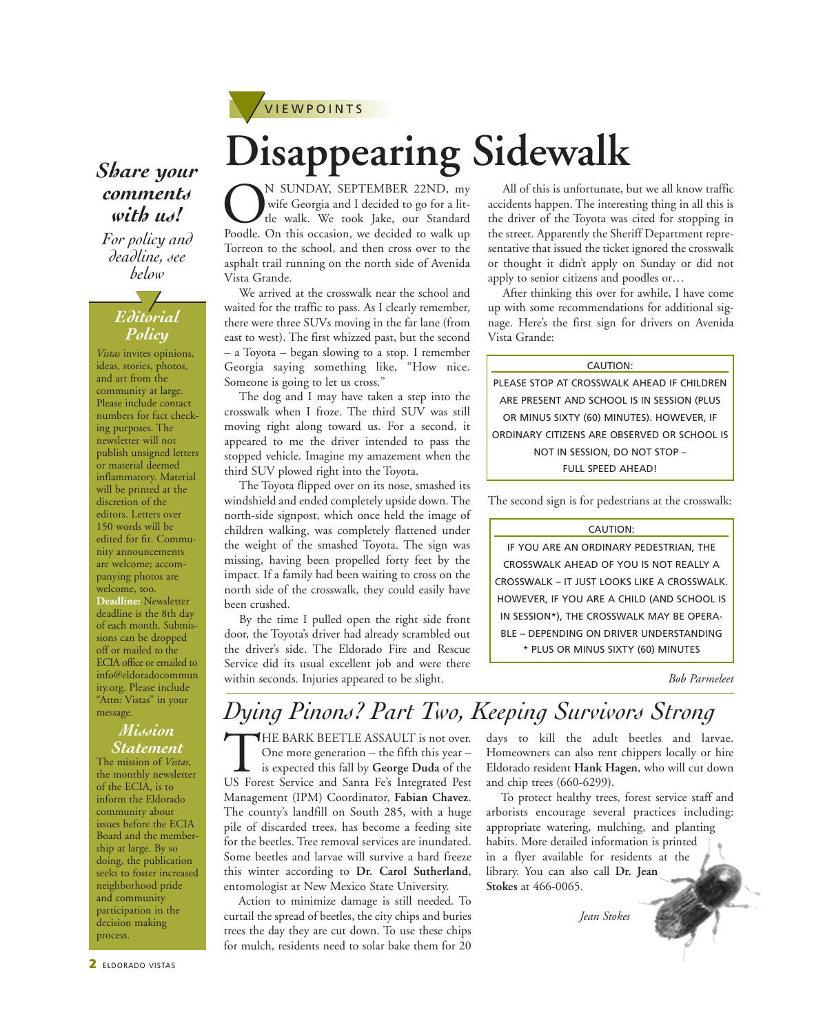VIEWPOINTS

# Disappearing Sidewalk

ON SUNDAY, SEPTEMBER 22ND, my wife Georgia and I decided to go for a little walk. We took Jake, our Standard Poodle. On this occasion, we decided to walk up Torreon to the school, and then cross over to the asphalt trail running on the north side of Avenida Vista Grande.

We arrived at the crosswalk near the school and waited for the traffic to pass. As I clearly remember, there were three SUVs moving in the far lane (from east to west). The first whizzed past, but the second – a Toyota – began slowing to a stop. I remember Georgia saying something like, "How nice. Someone is going to let us cross."

The dog and I may have taken a step into the crosswalk when I froze. The third SUV was still moving right along toward us. For a second, it appeared to me the driver intended to pass the stopped vehicle. Imagine my amazement when the third SUV plowed right into the Toyota.

The Toyota flipped over on its nose, smashed its windshield and ended completely upside down. The north-side signpost, which once held the image of children walking, was completely flattened under the weight of the smashed Toyota. The sign was missing, having been propelled forty feet by the impact. If a family had been waiting to cross on the north side of the crosswalk, they could easily have been crushed.

By the time I pulled open the right side front door, the Toyota's driver had already scrambled out the driver's side. The Eldorado Fire and Rescue Service did its usual excellent job and were there within seconds. Injuries appeared to be slight.

All of this is unfortunate, but we all know traffic accidents happen. The interesting thing in all this is the driver of the Toyota was cited for stopping in the street. Apparently the Sheriff Department representative that issued the ticket ignored the crosswalk or thought it didn't apply on Sunday or did not apply to senior citizens and poodles or…

After thinking this over for awhile, I have come up with some recommendations for additional signage. Here's the first sign for drivers on Avenida Vista Grande:

> CAUTION:
>
> PLEASE STOP AT CROSSWALK AHEAD IF CHILDREN ARE PRESENT AND SCHOOL IS IN SESSION (PLUS OR MINUS SIXTY (60) MINUTES). HOWEVER, IF ORDINARY CITIZENS ARE OBSERVED OR SCHOOL IS NOT IN SESSION, DO NOT STOP – FULL SPEED AHEAD!

The second sign is for pedestrians at the crosswalk:

> CAUTION:
>
> IF YOU ARE AN ORDINARY PEDESTRIAN, THE CROSSWALK AHEAD OF YOU IS NOT REALLY A CROSSWALK – IT JUST LOOKS LIKE A CROSSWALK. HOWEVER, IF YOU ARE A CHILD (AND SCHOOL IS IN SESSION*), THE CROSSWALK MAY BE OPERABLE – DEPENDING ON DRIVER UNDERSTANDING
>
> * PLUS OR MINUS SIXTY (60) MINUTES

*Bob Parmeleet*

# Dying Pinons? Part Two, Keeping Survivors Strong

THE BARK BEETLE ASSAULT is not over. One more generation – the fifth this year – is expected this fall by **George Duda** of the US Forest Service and Santa Fe's Integrated Pest Management (IPM) Coordinator, **Fabian Chavez**. The county's landfill on South 285, with a huge pile of discarded trees, has become a feeding site for the beetles. Tree removal services are inundated. Some beetles and larvae will survive a hard freeze this winter according to **Dr. Carol Sutherland**, entomologist at New Mexico State University.

Action to minimize damage is still needed. To curtail the spread of beetles, the city chips and buries trees the day they are cut down. To use these chips for mulch, residents need to solar bake them for 20 days to kill the adult beetles and larvae. Homeowners can also rent chippers locally or hire Eldorado resident **Hank Hagen**, who will cut down and chip trees (660-6299).

To protect healthy trees, forest service staff and arborists encourage several practices including: appropriate watering, mulching, and planting habits. More detailed information is printed in a flyer available for residents at the library. You can also call **Dr. Jean Stokes** at 466-0065.

*Jean Stokes*

## *Share your comments with us!*

*For policy and deadline, see below*

### *Editorial Policy*

*Vistas* invites opinions, ideas, stories, photos, and art from the community at large. Please include contact numbers for fact checking purposes. The newsletter will not publish unsigned letters or material deemed inflammatory. Material will be printed at the discretion of the editors. Letters over 150 words will be edited for fit. Community announcements are welcome; accompanying photos are welcome, too. **Deadline:** Newsletter deadline is the 8th day of each month. Submissions can be dropped off or mailed to the ECIA office or emailed to info@eldoradocommunity.org. Please include "Attn: Vistas" in your message.

### *Mission Statement*

The mission of *Vistas*, the monthly newsletter of the ECIA, is to inform the Eldorado community about issues before the ECIA Board and the membership at large. By so doing, the publication seeks to foster increased neighborhood pride and community participation in the decision making process.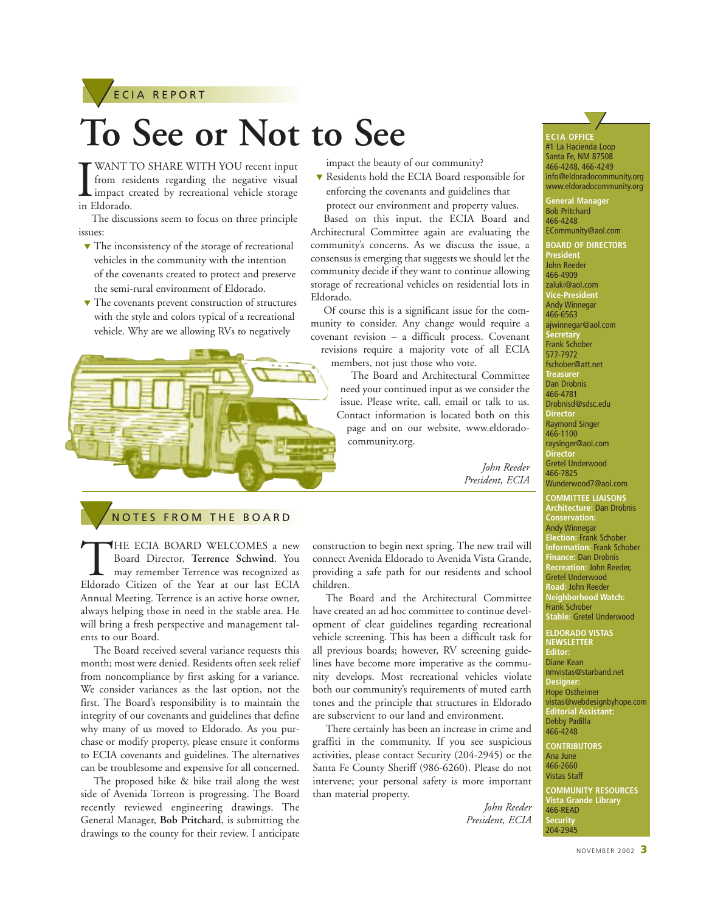ECIA REPORT

# To See or Not to See

I WANT TO SHARE WITH YOU recent input from residents regarding the negative visual impact created by recreational vehicle storage in Eldorado.

The discussions seem to focus on three principle issues:

- The inconsistency of the storage of recreational vehicles in the community with the intention of the covenants created to protect and preserve the semi-rural environment of Eldorado.
- The covenants prevent construction of structures with the style and colors typical of a recreational vehicle. Why are we allowing RVs to negatively impact the beauty of our community?
- Residents hold the ECIA Board responsible for enforcing the covenants and guidelines that protect our environment and property values.

Based on this input, the ECIA Board and Architectural Committee again are evaluating the community's concerns. As we discuss the issue, a consensus is emerging that suggests we should let the community decide if they want to continue allowing storage of recreational vehicles on residential lots in Eldorado.

Of course this is a significant issue for the community to consider. Any change would require a covenant revision – a difficult process. Covenant revisions require a majority vote of all ECIA members, not just those who vote.

The Board and Architectural Committee need your continued input as we consider the issue. Please write, call, email or talk to us. Contact information is located both on this page and on our website, www.eldorado-community.org.

*John Reeder*
*President, ECIA*

## NOTES FROM THE BOARD

THE ECIA BOARD WELCOMES a new Board Director, **Terrence Schwind**. You may remember Terrence was recognized as Eldorado Citizen of the Year at our last ECIA Annual Meeting. Terrence is an active horse owner, always helping those in need in the stable area. He will bring a fresh perspective and management talents to our Board.

The Board received several variance requests this month; most were denied. Residents often seek relief from noncompliance by first asking for a variance. We consider variances as the last option, not the first. The Board's responsibility is to maintain the integrity of our covenants and guidelines that define why many of us moved to Eldorado. As you purchase or modify property, please ensure it conforms to ECIA covenants and guidelines. The alternatives can be troublesome and expensive for all concerned.

The proposed hike & bike trail along the west side of Avenida Torreon is progressing. The Board recently reviewed engineering drawings. The General Manager, **Bob Pritchard**, is submitting the drawings to the county for their review. I anticipate construction to begin next spring. The new trail will connect Avenida Eldorado to Avenida Vista Grande, providing a safe path for our residents and school children.

The Board and the Architectural Committee have created an ad hoc committee to continue development of clear guidelines regarding recreational vehicle screening. This has been a difficult task for all previous boards; however, RV screening guidelines have become more imperative as the community develops. Most recreational vehicles violate both our community's requirements of muted earth tones and the principle that structures in Eldorado are subservient to our land and environment.

There certainly has been an increase in crime and graffiti in the community. If you see suspicious activities, please contact Security (204-2945) or the Santa Fe County Sheriff (986-6260). Please do not intervene; your personal safety is more important than material property.

*John Reeder*
*President, ECIA*

---

**ECIA OFFICE**
#1 La Hacienda Loop
Santa Fe, NM 87508
466-4248, 466-4249
info@eldoradocommunity.org
www.eldoradocommunity.org

**General Manager**
Bob Pritchard
466-4248
ECommunity@aol.com

**BOARD OF DIRECTORS**

**President**
John Reeder
466-4909
zaluki@aol.com

**Vice-President**
Andy Winnegar
466-6563
ajwinnegar@aol.com

**Secretary**
Frank Schober
577-7972
fschober@att.net

**Treasurer**
Dan Drobnis
466-4781
Drobnisd@sdsc.edu

**Director**
Raymond Singer
466-1100
raysinger@aol.com

**Director**
Gretel Underwood
466-7825
Wunderwood7@aol.com

**COMMITTEE LIAISONS**
**Architecture:** Dan Drobnis
**Conservation:** Andy Winnegar
**Election:** Frank Schober
**Information:** Frank Schober
**Finance:** Dan Drobnis
**Recreation:** John Reeder, Gretel Underwood
**Road:** John Reeder
**Neighborhood Watch:** Frank Schober
**Stable:** Gretel Underwood

**ELDORADO VISTAS NEWSLETTER**
**Editor:**
Diane Kean
nmvistas@starband.net
**Designer:**
Hope Ostheimer
vistas@webdesignbyhope.com
**Editorial Assistant:**
Debby Padilla
466-4248

**CONTRIBUTORS**
Ana June
466-2660
Vistas Staff

**COMMUNITY RESOURCES**
**Vista Grande Library**
466-READ
**Security**
204-2945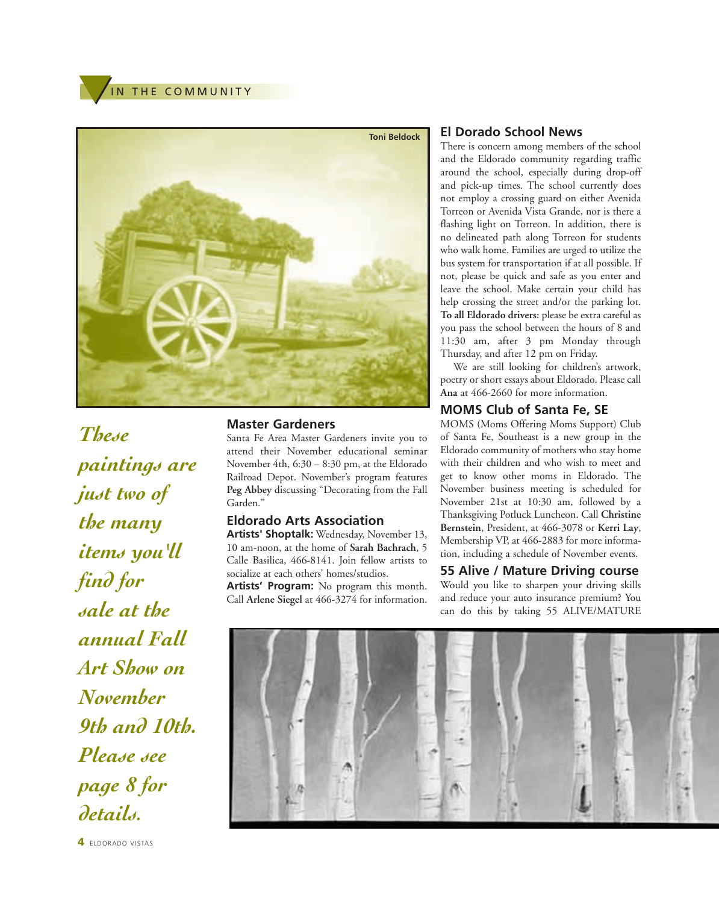IN THE COMMUNITY

Toni Beldock

*These paintings are just two of the many items you'll find for sale at the annual Fall Art Show on November 9th and 10th. Please see page 8 for details.*

## Master Gardeners

Santa Fe Area Master Gardeners invite you to attend their November educational seminar November 4th, 6:30 – 8:30 pm, at the Eldorado Railroad Depot. November's program features **Peg Abbey** discussing "Decorating from the Fall Garden."

## Eldorado Arts Association

**Artists' Shoptalk:** Wednesday, November 13, 10 am-noon, at the home of **Sarah Bachrach**, 5 Calle Basilica, 466-8141. Join fellow artists to socialize at each others' homes/studios.

**Artists' Program:** No program this month. Call **Arlene Siegel** at 466-3274 for information.

## El Dorado School News

There is concern among members of the school and the Eldorado community regarding traffic around the school, especially during drop-off and pick-up times. The school currently does not employ a crossing guard on either Avenida Torreon or Avenida Vista Grande, nor is there a flashing light on Torreon. In addition, there is no delineated path along Torreon for students who walk home. Families are urged to utilize the bus system for transportation if at all possible. If not, please be quick and safe as you enter and leave the school. Make certain your child has help crossing the street and/or the parking lot. **To all Eldorado drivers:** please be extra careful as you pass the school between the hours of 8 and 11:30 am, after 3 pm Monday through Thursday, and after 12 pm on Friday.

We are still looking for children's artwork, poetry or short essays about Eldorado. Please call **Ana** at 466-2660 for more information.

## MOMS Club of Santa Fe, SE

MOMS (Moms Offering Moms Support) Club of Santa Fe, Southeast is a new group in the Eldorado community of mothers who stay home with their children and who wish to meet and get to know other moms in Eldorado. The November business meeting is scheduled for November 21st at 10:30 am, followed by a Thanksgiving Potluck Luncheon. Call **Christine Bernstein**, President, at 466-3078 or **Kerri Lay**, Membership VP, at 466-2883 for more information, including a schedule of November events.

## 55 Alive / Mature Driving course

Would you like to sharpen your driving skills and reduce your auto insurance premium? You can do this by taking 55 ALIVE/MATURE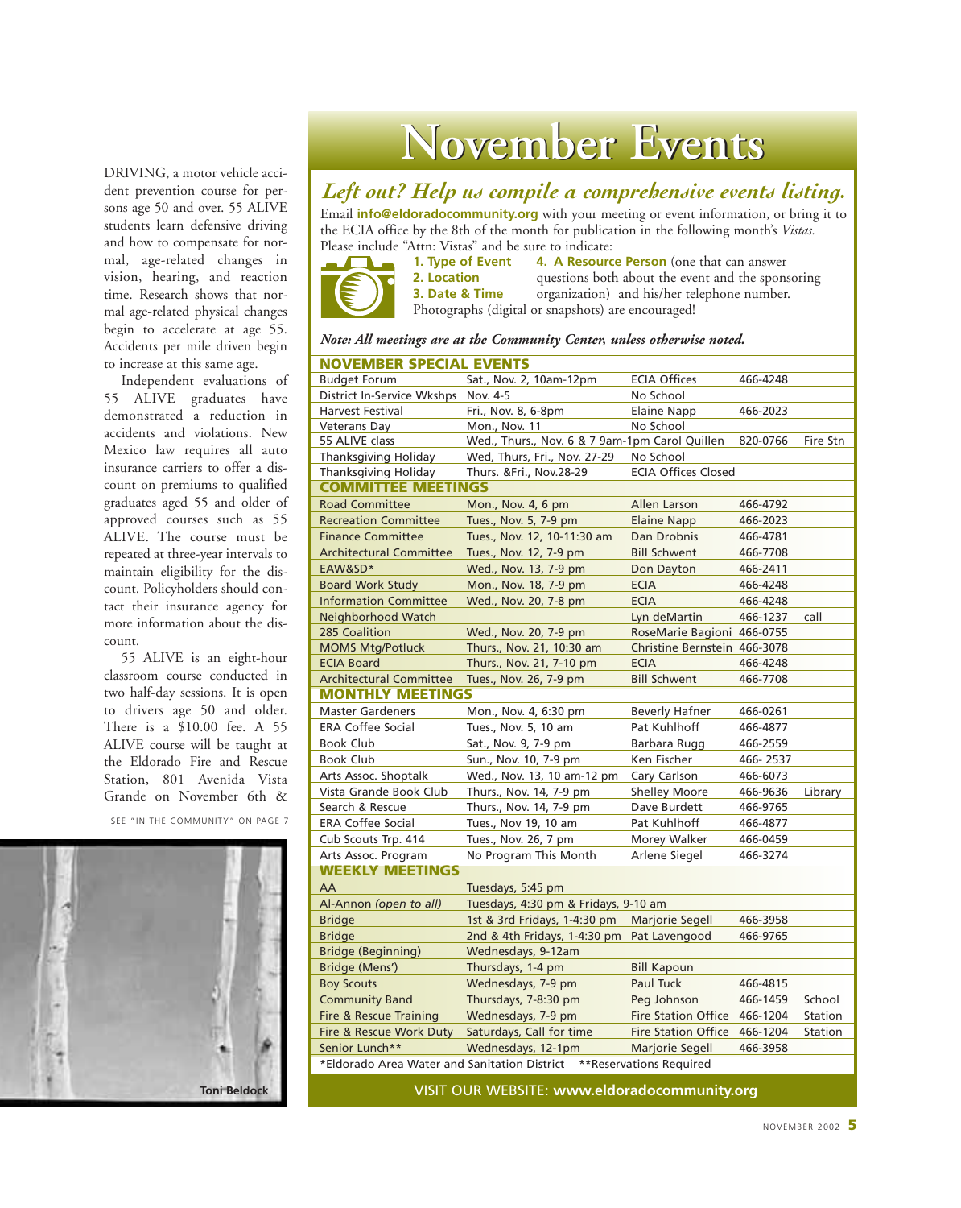DRIVING, a motor vehicle accident prevention course for persons age 50 and over. 55 ALIVE students learn defensive driving and how to compensate for normal, age-related changes in vision, hearing, and reaction time. Research shows that normal age-related physical changes begin to accelerate at age 55. Accidents per mile driven begin to increase at this same age.

Independent evaluations of 55 ALIVE graduates have demonstrated a reduction in accidents and violations. New Mexico law requires all auto insurance carriers to offer a discount on premiums to qualified graduates aged 55 and older of approved courses such as 55 ALIVE. The course must be repeated at three-year intervals to maintain eligibility for the discount. Policyholders should contact their insurance agency for more information about the discount.

55 ALIVE is an eight-hour classroom course conducted in two half-day sessions. It is open to drivers age 50 and older. There is a $10.00 fee. A 55 ALIVE course will be taught at the Eldorado Fire and Rescue Station, 801 Avenida Vista Grande on November 6th &

SEE "IN THE COMMUNITY" ON PAGE 7

Toni Beldock

# November Events

## *Left out? Help us compile a comprehensive events listing.*

Email **info@eldoradocommunity.org** with your meeting or event information, or bring it to the ECIA office by the 8th of the month for publication in the following month's *Vistas.* Please include "Attn: Vistas" and be sure to indicate:

**1. Type of Event**
**2. Location**
**3. Date & Time**
**4. A Resource Person** (one that can answer questions both about the event and the sponsoring organization) and his/her telephone number.

Photographs (digital or snapshots) are encouraged!

***Note: All meetings are at the Community Center, unless otherwise noted.***

| **NOVEMBER SPECIAL EVENTS** | | | | |
|---|---|---|---|---|
| Budget Forum | Sat., Nov. 2, 10am-12pm | ECIA Offices | 466-4248 | |
| District In-Service Wkshps | Nov. 4-5 | No School | | |
| Harvest Festival | Fri., Nov. 8, 6-8pm | Elaine Napp | 466-2023 | |
| Veterans Day | Mon., Nov. 11 | No School | | |
| 55 ALIVE class | Wed., Thurs., Nov. 6 & 7 9am-1pm | Carol Quillen | 820-0766 | Fire Stn |
| Thanksgiving Holiday | Wed, Thurs, Fri., Nov. 27-29 | No School | | |
| Thanksgiving Holiday | Thurs. &Fri., Nov.28-29 | ECIA Offices Closed | | |
| **COMMITTEE MEETINGS** | | | | |
| Road Committee | Mon., Nov. 4, 6 pm | Allen Larson | 466-4792 | |
| Recreation Committee | Tues., Nov. 5, 7-9 pm | Elaine Napp | 466-2023 | |
| Finance Committee | Tues., Nov. 12, 10-11:30 am | Dan Drobnis | 466-4781 | |
| Architectural Committee | Tues., Nov. 12, 7-9 pm | Bill Schwent | 466-7708 | |
| EAW&SD* | Wed., Nov. 13, 7-9 pm | Don Dayton | 466-2411 | |
| Board Work Study | Mon., Nov. 18, 7-9 pm | ECIA | 466-4248 | |
| Information Committee | Wed., Nov. 20, 7-8 pm | ECIA | 466-4248 | |
| Neighborhood Watch | | Lyn deMartin | 466-1237 | call |
| 285 Coalition | Wed., Nov. 20, 7-9 pm | RoseMarie Bagioni | 466-0755 | |
| MOMS Mtg/Potluck | Thurs., Nov. 21, 10:30 am | Christine Bernstein | 466-3078 | |
| ECIA Board | Thurs., Nov. 21, 7-10 pm | ECIA | 466-4248 | |
| Architectural Committee | Tues., Nov. 26, 7-9 pm | Bill Schwent | 466-7708 | |
| **MONTHLY MEETINGS** | | | | |
| Master Gardeners | Mon., Nov. 4, 6:30 pm | Beverly Hafner | 466-0261 | |
| ERA Coffee Social | Tues., Nov. 5, 10 am | Pat Kuhlhoff | 466-4877 | |
| Book Club | Sat., Nov. 9, 7-9 pm | Barbara Rugg | 466-2559 | |
| Book Club | Sun., Nov. 10, 7-9 pm | Ken Fischer | 466- 2537 | |
| Arts Assoc. Shoptalk | Wed., Nov. 13, 10 am-12 pm | Cary Carlson | 466-6073 | |
| Vista Grande Book Club | Thurs., Nov. 14, 7-9 pm | Shelley Moore | 466-9636 | Library |
| Search & Rescue | Thurs., Nov. 14, 7-9 pm | Dave Burdett | 469-9765 | |
| ERA Coffee Social | Tues., Nov 19, 10 am | Pat Kuhlhoff | 466-4877 | |
| Cub Scouts Trp. 414 | Tues., Nov. 26, 7 pm | Morey Walker | 466-0459 | |
| Arts Assoc. Program | No Program This Month | Arlene Siegel | 466-3274 | |
| **WEEKLY MEETINGS** | | | | |
| AA | Tuesdays, 5:45 pm | | | |
| Al-Anon *(open to all)* | Tuesdays, 4:30 pm & Fridays, 9-10 am | | | |
| Bridge | 1st & 3rd Fridays, 1-4:30 pm | Marjorie Segell | 466-3958 | |
| Bridge | 2nd & 4th Fridays, 1-4:30 pm | Pat Lavengood | 466-9765 | |
| Bridge (Beginning) | Wednesdays, 9-12am | | | |
| Bridge (Mens') | Thursdays, 1-4 pm | Bill Kapoun | | |
| Boy Scouts | Wednesdays, 7-9 pm | Paul Tuck | 466-4815 | |
| Community Band | Thursdays, 7-8:30 pm | Peg Johnson | 466-1459 | School |
| Fire & Rescue Training | Wednesdays, 7-9 pm | Fire Station Office | 466-1204 | Station |
| Fire & Rescue Work Duty | Saturdays, Call for time | Fire Station Office | 466-1204 | Station |
| Senior Lunch** | Wednesdays, 12-1pm | Marjorie Segell | 466-3958 | |

*Eldorado Area Water and Sanitation District **Reservations Required

VISIT OUR WEBSITE: **www.eldoradocommunity.org**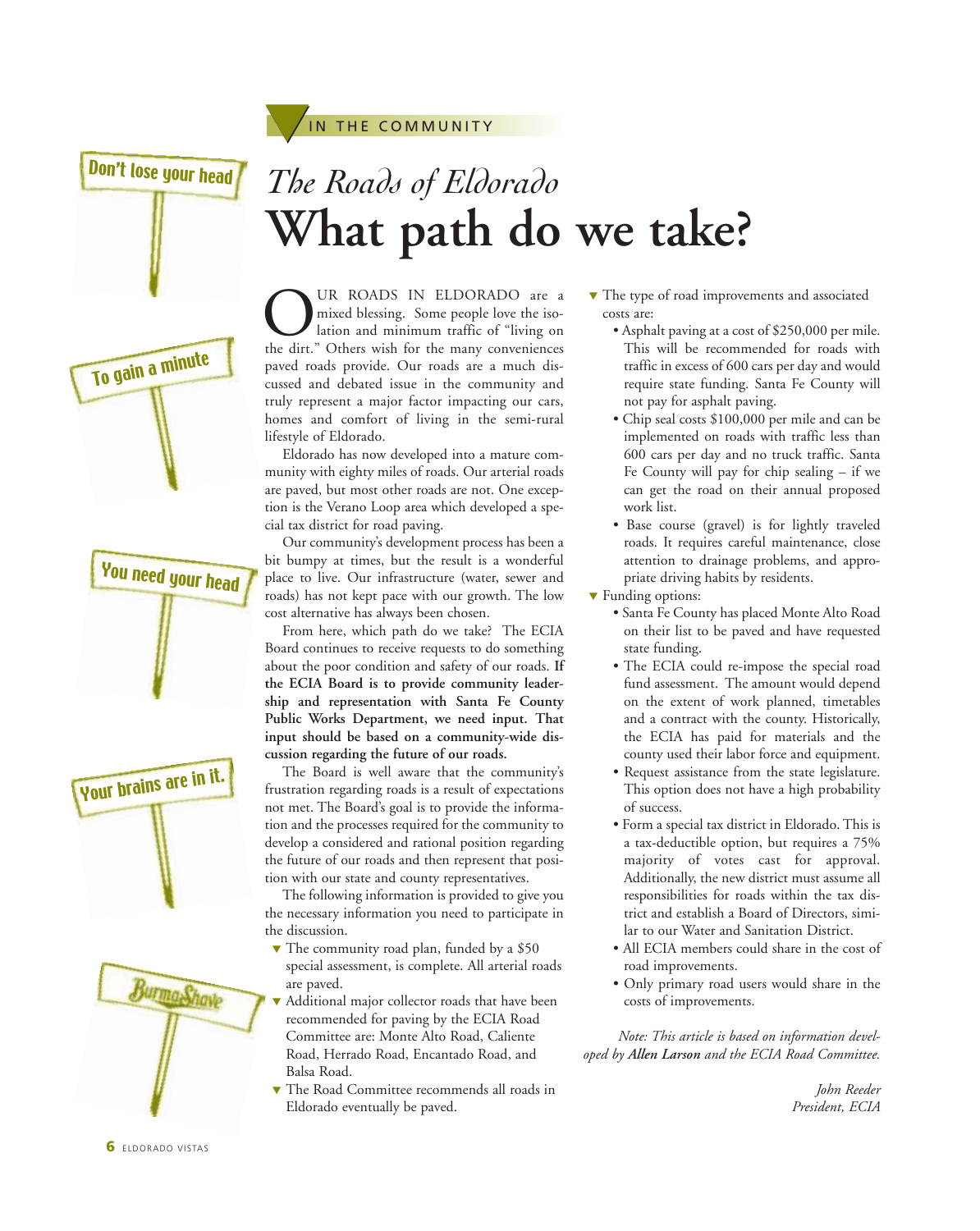IN THE COMMUNITY

Don't lose your head

To gain a minute

You need your head

Your brains are in it.

Burma-Shave

# *The Roads of Eldorado*
# What path do we take?

OUR ROADS IN ELDORADO are a mixed blessing. Some people love the isolation and minimum traffic of "living on the dirt." Others wish for the many conveniences paved roads provide. Our roads are a much discussed and debated issue in the community and truly represent a major factor impacting our cars, homes and comfort of living in the semi-rural lifestyle of Eldorado.

Eldorado has now developed into a mature community with eighty miles of roads. Our arterial roads are paved, but most other roads are not. One exception is the Verano Loop area which developed a special tax district for road paving.

Our community's development process has been a bit bumpy at times, but the result is a wonderful place to live. Our infrastructure (water, sewer and roads) has not kept pace with our growth. The low cost alternative has always been chosen.

From here, which path do we take? The ECIA Board continues to receive requests to do something about the poor condition and safety of our roads. **If the ECIA Board is to provide community leadership and representation with Santa Fe County Public Works Department, we need input. That input should be based on a community-wide discussion regarding the future of our roads.**

The Board is well aware that the community's frustration regarding roads is a result of expectations not met. The Board's goal is to provide the information and the processes required for the community to develop a considered and rational position regarding the future of our roads and then represent that position with our state and county representatives.

The following information is provided to give you the necessary information you need to participate in the discussion.

- The community road plan, funded by a $50 special assessment, is complete. All arterial roads are paved.
- Additional major collector roads that have been recommended for paving by the ECIA Road Committee are: Monte Alto Road, Caliente Road, Herrado Road, Encantado Road, and Balsa Road.
- The Road Committee recommends all roads in Eldorado eventually be paved.
- The type of road improvements and associated costs are:
  - Asphalt paving at a cost of $250,000 per mile. This will be recommended for roads with traffic in excess of 600 cars per day and would require state funding. Santa Fe County will not pay for asphalt paving.
  - Chip seal costs $100,000 per mile and can be implemented on roads with traffic less than 600 cars per day and no truck traffic. Santa Fe County will pay for chip sealing – if we can get the road on their annual proposed work list.
  - Base course (gravel) is for lightly traveled roads. It requires careful maintenance, close attention to drainage problems, and appropriate driving habits by residents.
- Funding options:
  - Santa Fe County has placed Monte Alto Road on their list to be paved and have requested state funding.
  - The ECIA could re-impose the special road fund assessment. The amount would depend on the extent of work planned, timetables and a contract with the county. Historically, the ECIA has paid for materials and the county used their labor force and equipment.
  - Request assistance from the state legislature. This option does not have a high probability of success.
  - Form a special tax district in Eldorado. This is a tax-deductible option, but requires a 75% majority of votes cast for approval. Additionally, the new district must assume all responsibilities for roads within the tax district and establish a Board of Directors, similar to our Water and Sanitation District.
  - All ECIA members could share in the cost of road improvements.
  - Only primary road users would share in the costs of improvements.

*Note: This article is based on information developed by **Allen Larson** and the ECIA Road Committee.*

*John Reeder*
*President, ECIA*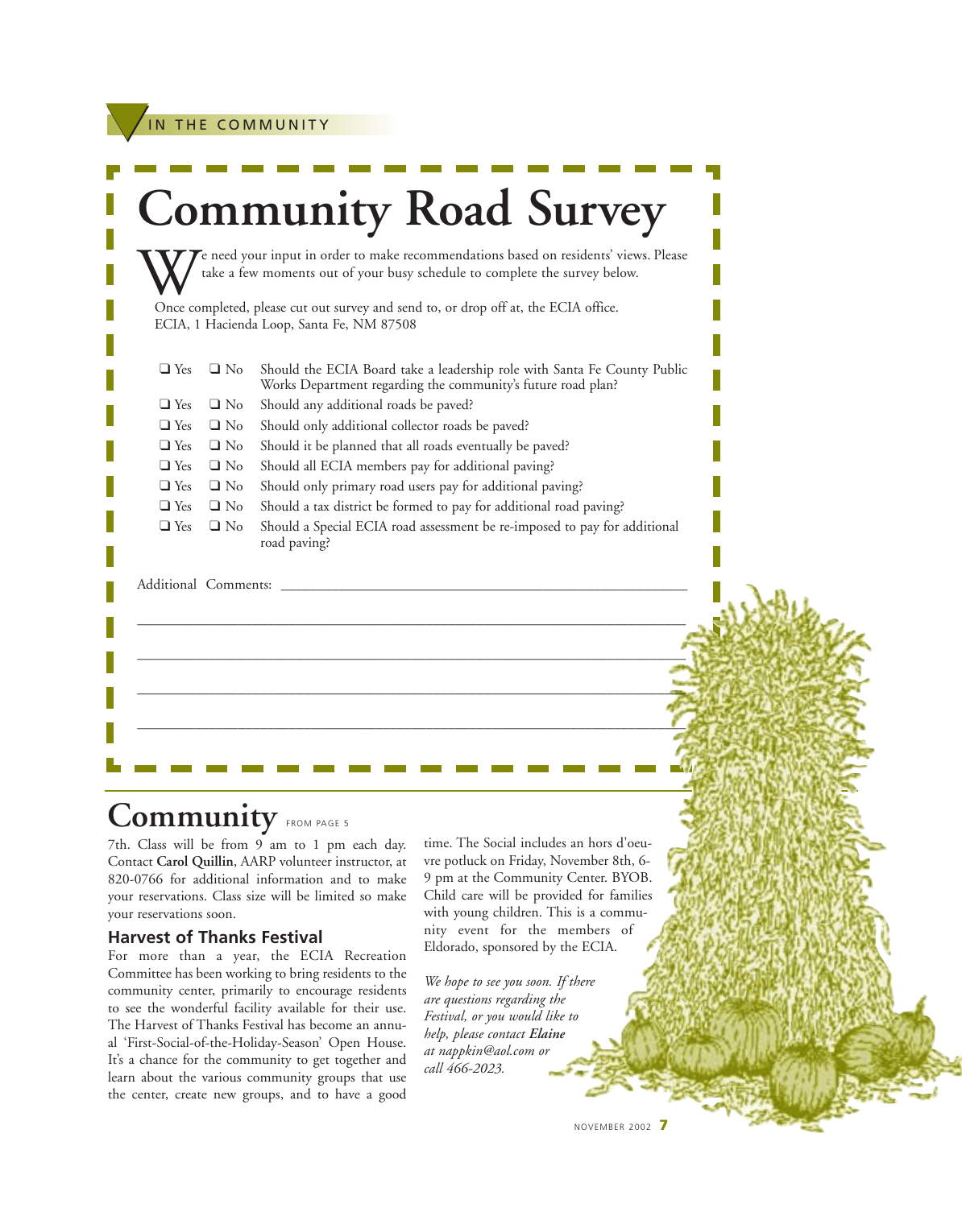IN THE COMMUNITY

# Community Road Survey

We need your input in order to make recommendations based on residents' views. Please take a few moments out of your busy schedule to complete the survey below.

Once completed, please cut out survey and send to, or drop off at, the ECIA office.
ECIA, 1 Hacienda Loop, Santa Fe, NM 87508

- ❑ Yes ❑ No Should the ECIA Board take a leadership role with Santa Fe County Public Works Department regarding the community's future road plan?
- ❑ Yes ❑ No Should any additional roads be paved?
- ❑ Yes ❑ No Should only additional collector roads be paved?
- ❑ Yes ❑ No Should it be planned that all roads eventually be paved?
- ❑ Yes ❑ No Should all ECIA members pay for additional paving?
- ❑ Yes ❑ No Should only primary road users pay for additional paving?
- ❑ Yes ❑ No Should a tax district be formed to pay for additional road paving?
- ❑ Yes ❑ No Should a Special ECIA road assessment be re-imposed to pay for additional road paving?

Additional Comments: ______________________________________________

______________________________________________

______________________________________________

______________________________________________

______________________________________________

## Community FROM PAGE 5

7th. Class will be from 9 am to 1 pm each day. Contact **Carol Quillin**, AARP volunteer instructor, at 820-0766 for additional information and to make your reservations. Class size will be limited so make your reservations soon.

### Harvest of Thanks Festival

For more than a year, the ECIA Recreation Committee has been working to bring residents to the community center, primarily to encourage residents to see the wonderful facility available for their use. The Harvest of Thanks Festival has become an annual 'First-Social-of-the-Holiday-Season' Open House. It's a chance for the community to get together and learn about the various community groups that use the center, create new groups, and to have a good time. The Social includes an hors d'oeuvre potluck on Friday, November 8th, 6-9 pm at the Community Center. BYOB. Child care will be provided for families with young children. This is a community event for the members of Eldorado, sponsored by the ECIA.

*We hope to see you soon. If there are questions regarding the Festival, or you would like to help, please contact* ***Elaine*** *at nappkin@aol.com or call 466-2023.*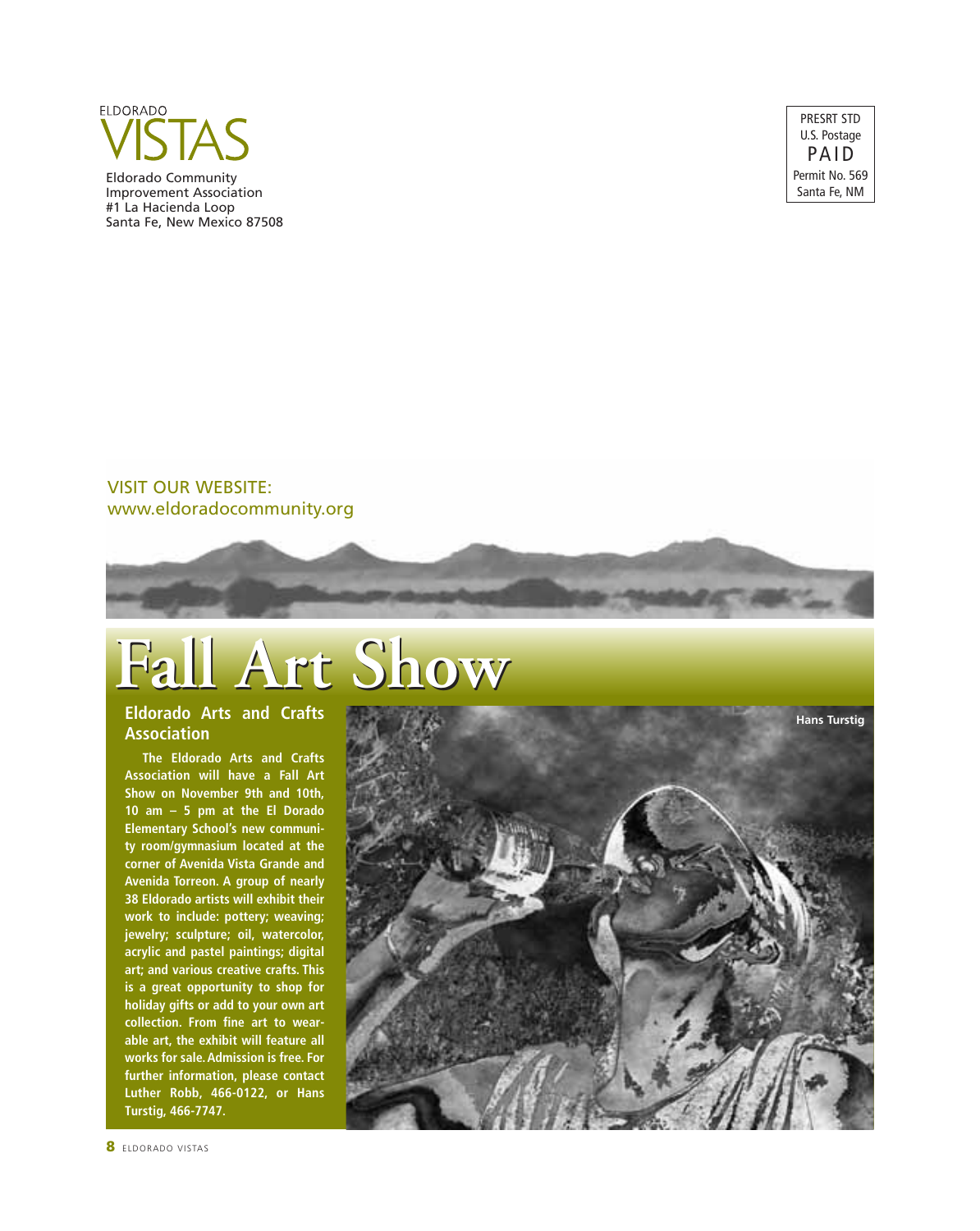ELDORADO

VISTAS

Eldorado Community
Improvement Association
#1 La Hacienda Loop
Santa Fe, New Mexico 87508

PRESRT STD
U.S. Postage
PAID
Permit No. 569
Santa Fe, NM

VISIT OUR WEBSITE:
www.eldoradocommunity.org

# Fall Art Show

## Eldorado Arts and Crafts Association

**The Eldorado Arts and Crafts Association will have a Fall Art Show on November 9th and 10th, 10 am – 5 pm at the El Dorado Elementary School's new community room/gymnasium located at the corner of Avenida Vista Grande and Avenida Torreon. A group of nearly 38 Eldorado artists will exhibit their work to include: pottery; weaving; jewelry; sculpture; oil, watercolor, acrylic and pastel paintings; digital art; and various creative crafts. This is a great opportunity to shop for holiday gifts or add to your own art collection. From fine art to wearable art, the exhibit will feature all works for sale. Admission is free. For further information, please contact Luther Robb, 466-0122, or Hans Turstig, 466-7747.**

Hans Turstig